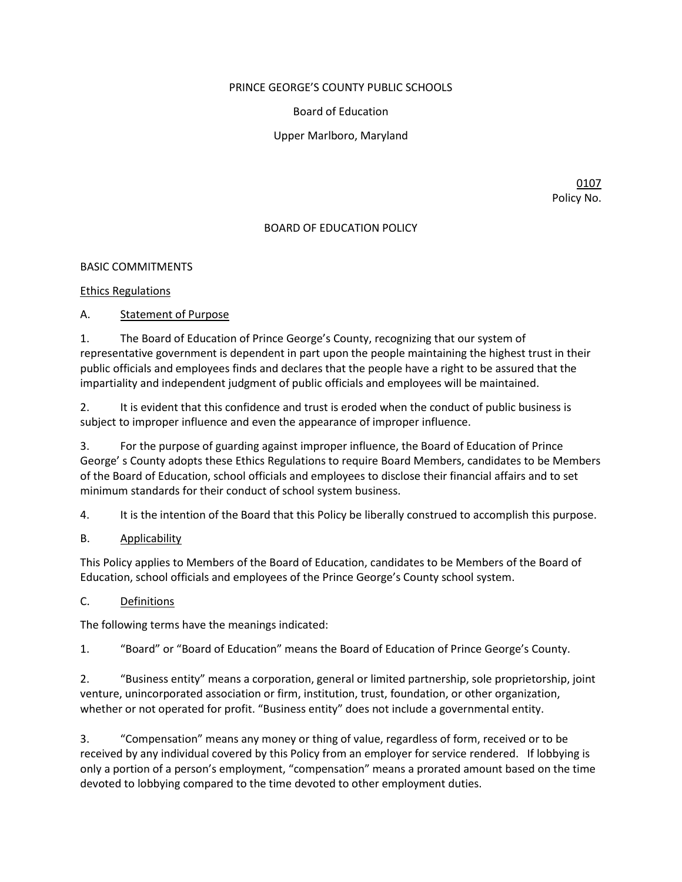PRINCE GEORGE'S COUNTY PUBLIC SCHOOLS

Board of Education

Upper Marlboro, Maryland

0107
Policy No.

# BOARD OF EDUCATION POLICY

BASIC COMMITMENTS

## Ethics Regulations

### A. Statement of Purpose

1. The Board of Education of Prince George's County, recognizing that our system of representative government is dependent in part upon the people maintaining the highest trust in their public officials and employees finds and declares that the people have a right to be assured that the impartiality and independent judgment of public officials and employees will be maintained.

2. It is evident that this confidence and trust is eroded when the conduct of public business is subject to improper influence and even the appearance of improper influence.

3. For the purpose of guarding against improper influence, the Board of Education of Prince George' s County adopts these Ethics Regulations to require Board Members, candidates to be Members of the Board of Education, school officials and employees to disclose their financial affairs and to set minimum standards for their conduct of school system business.

4. It is the intention of the Board that this Policy be liberally construed to accomplish this purpose.

### B. Applicability

This Policy applies to Members of the Board of Education, candidates to be Members of the Board of Education, school officials and employees of the Prince George's County school system.

### C. Definitions

The following terms have the meanings indicated:

1. "Board" or "Board of Education" means the Board of Education of Prince George's County.

2. "Business entity" means a corporation, general or limited partnership, sole proprietorship, joint venture, unincorporated association or firm, institution, trust, foundation, or other organization, whether or not operated for profit. "Business entity" does not include a governmental entity.

3. "Compensation" means any money or thing of value, regardless of form, received or to be received by any individual covered by this Policy from an employer for service rendered. If lobbying is only a portion of a person's employment, "compensation" means a prorated amount based on the time devoted to lobbying compared to the time devoted to other employment duties.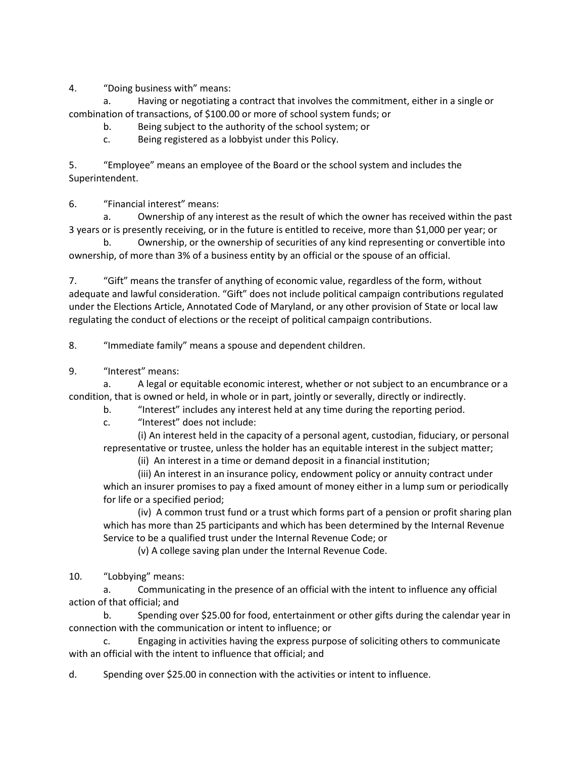4. “Doing business with” means:

   a. Having or negotiating a contract that involves the commitment, either in a single or combination of transactions, of $100.00 or more of school system funds; or

   b. Being subject to the authority of the school system; or

   c. Being registered as a lobbyist under this Policy.

5. “Employee” means an employee of the Board or the school system and includes the Superintendent.

6. “Financial interest” means:

   a. Ownership of any interest as the result of which the owner has received within the past 3 years or is presently receiving, or in the future is entitled to receive, more than $1,000 per year; or

   b. Ownership, or the ownership of securities of any kind representing or convertible into ownership, of more than 3% of a business entity by an official or the spouse of an official.

7. “Gift” means the transfer of anything of economic value, regardless of the form, without adequate and lawful consideration. “Gift” does not include political campaign contributions regulated under the Elections Article, Annotated Code of Maryland, or any other provision of State or local law regulating the conduct of elections or the receipt of political campaign contributions.

8. “Immediate family” means a spouse and dependent children.

9. “Interest” means:

   a. A legal or equitable economic interest, whether or not subject to an encumbrance or a condition, that is owned or held, in whole or in part, jointly or severally, directly or indirectly.

   b. “Interest” includes any interest held at any time during the reporting period.

   c. “Interest” does not include:

      (i) An interest held in the capacity of a personal agent, custodian, fiduciary, or personal representative or trustee, unless the holder has an equitable interest in the subject matter;

      (ii) An interest in a time or demand deposit in a financial institution;

      (iii) An interest in an insurance policy, endowment policy or annuity contract under which an insurer promises to pay a fixed amount of money either in a lump sum or periodically for life or a specified period;

      (iv) A common trust fund or a trust which forms part of a pension or profit sharing plan which has more than 25 participants and which has been determined by the Internal Revenue Service to be a qualified trust under the Internal Revenue Code; or

      (v) A college saving plan under the Internal Revenue Code.

10. “Lobbying” means:

   a. Communicating in the presence of an official with the intent to influence any official action of that official; and

   b. Spending over $25.00 for food, entertainment or other gifts during the calendar year in connection with the communication or intent to influence; or

   c. Engaging in activities having the express purpose of soliciting others to communicate with an official with the intent to influence that official; and

d. Spending over $25.00 in connection with the activities or intent to influence.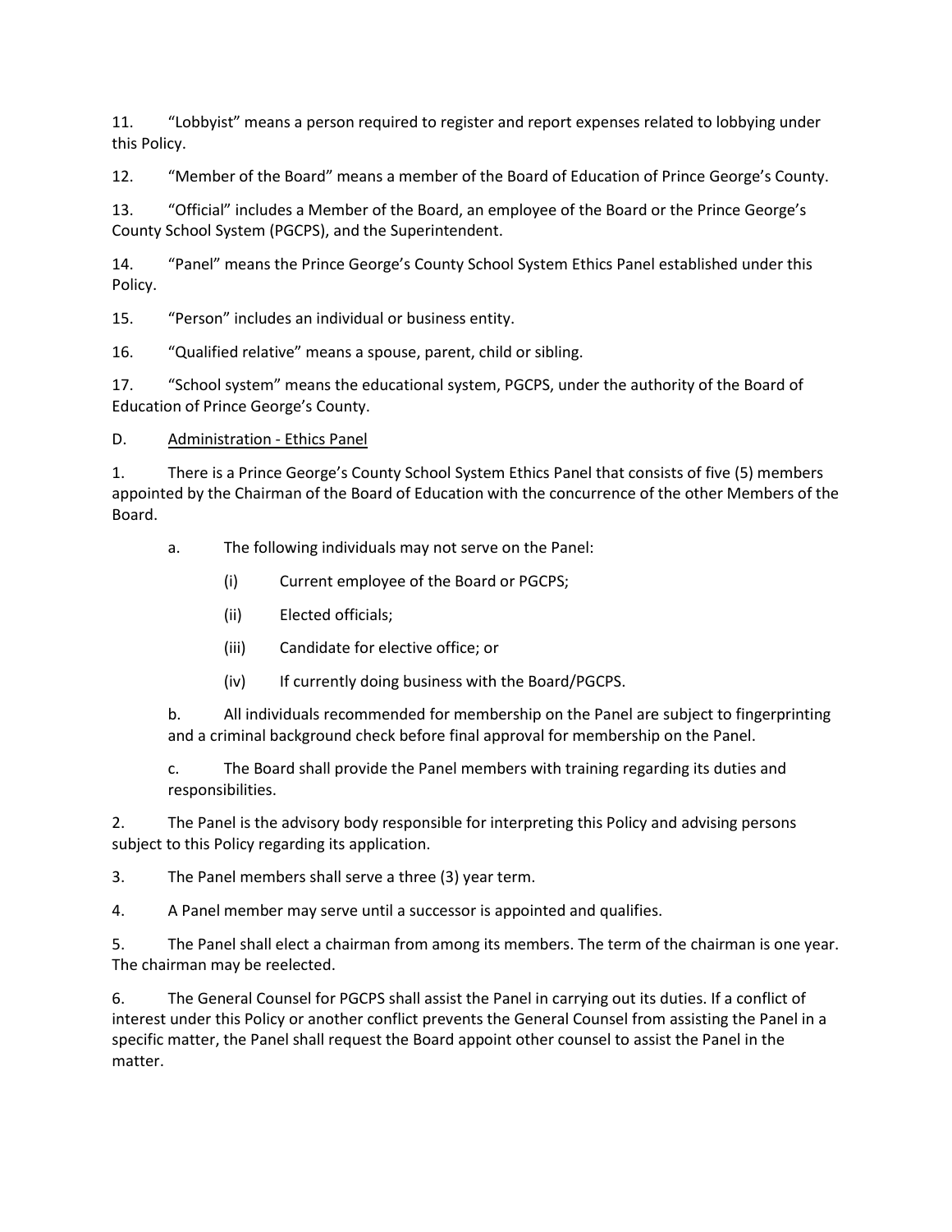11. “Lobbyist” means a person required to register and report expenses related to lobbying under this Policy.

12. “Member of the Board” means a member of the Board of Education of Prince George’s County.

13. “Official” includes a Member of the Board, an employee of the Board or the Prince George’s County School System (PGCPS), and the Superintendent.

14. “Panel” means the Prince George’s County School System Ethics Panel established under this Policy.

15. “Person” includes an individual or business entity.

16. “Qualified relative” means a spouse, parent, child or sibling.

17. “School system” means the educational system, PGCPS, under the authority of the Board of Education of Prince George’s County.

D. Administration - Ethics Panel

1. There is a Prince George’s County School System Ethics Panel that consists of five (5) members appointed by the Chairman of the Board of Education with the concurrence of the other Members of the Board.

   a. The following individuals may not serve on the Panel:

      (i) Current employee of the Board or PGCPS;

      (ii) Elected officials;

      (iii) Candidate for elective office; or

      (iv) If currently doing business with the Board/PGCPS.

   b. All individuals recommended for membership on the Panel are subject to fingerprinting and a criminal background check before final approval for membership on the Panel.

   c. The Board shall provide the Panel members with training regarding its duties and responsibilities.

2. The Panel is the advisory body responsible for interpreting this Policy and advising persons subject to this Policy regarding its application.

3. The Panel members shall serve a three (3) year term.

4. A Panel member may serve until a successor is appointed and qualifies.

5. The Panel shall elect a chairman from among its members. The term of the chairman is one year. The chairman may be reelected.

6. The General Counsel for PGCPS shall assist the Panel in carrying out its duties. If a conflict of interest under this Policy or another conflict prevents the General Counsel from assisting the Panel in a specific matter, the Panel shall request the Board appoint other counsel to assist the Panel in the matter.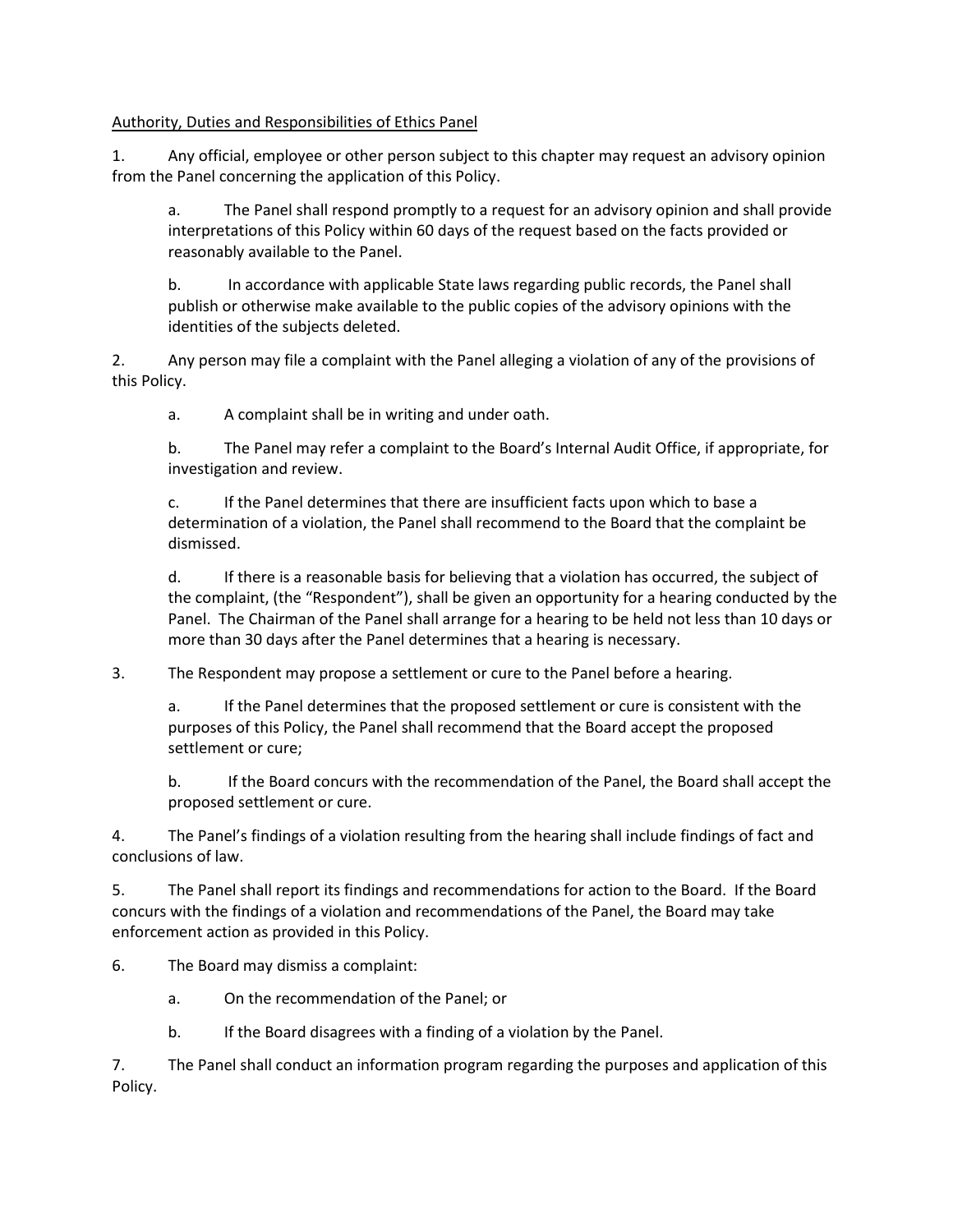Authority, Duties and Responsibilities of Ethics Panel

1. Any official, employee or other person subject to this chapter may request an advisory opinion from the Panel concerning the application of this Policy.

   a. The Panel shall respond promptly to a request for an advisory opinion and shall provide interpretations of this Policy within 60 days of the request based on the facts provided or reasonably available to the Panel.

   b. In accordance with applicable State laws regarding public records, the Panel shall publish or otherwise make available to the public copies of the advisory opinions with the identities of the subjects deleted.

2. Any person may file a complaint with the Panel alleging a violation of any of the provisions of this Policy.

   a. A complaint shall be in writing and under oath.

   b. The Panel may refer a complaint to the Board's Internal Audit Office, if appropriate, for investigation and review.

   c. If the Panel determines that there are insufficient facts upon which to base a determination of a violation, the Panel shall recommend to the Board that the complaint be dismissed.

   d. If there is a reasonable basis for believing that a violation has occurred, the subject of the complaint, (the "Respondent"), shall be given an opportunity for a hearing conducted by the Panel. The Chairman of the Panel shall arrange for a hearing to be held not less than 10 days or more than 30 days after the Panel determines that a hearing is necessary.

3. The Respondent may propose a settlement or cure to the Panel before a hearing.

   a. If the Panel determines that the proposed settlement or cure is consistent with the purposes of this Policy, the Panel shall recommend that the Board accept the proposed settlement or cure;

   b. If the Board concurs with the recommendation of the Panel, the Board shall accept the proposed settlement or cure.

4. The Panel's findings of a violation resulting from the hearing shall include findings of fact and conclusions of law.

5. The Panel shall report its findings and recommendations for action to the Board. If the Board concurs with the findings of a violation and recommendations of the Panel, the Board may take enforcement action as provided in this Policy.

6. The Board may dismiss a complaint:

   a. On the recommendation of the Panel; or

   b. If the Board disagrees with a finding of a violation by the Panel.

7. The Panel shall conduct an information program regarding the purposes and application of this Policy.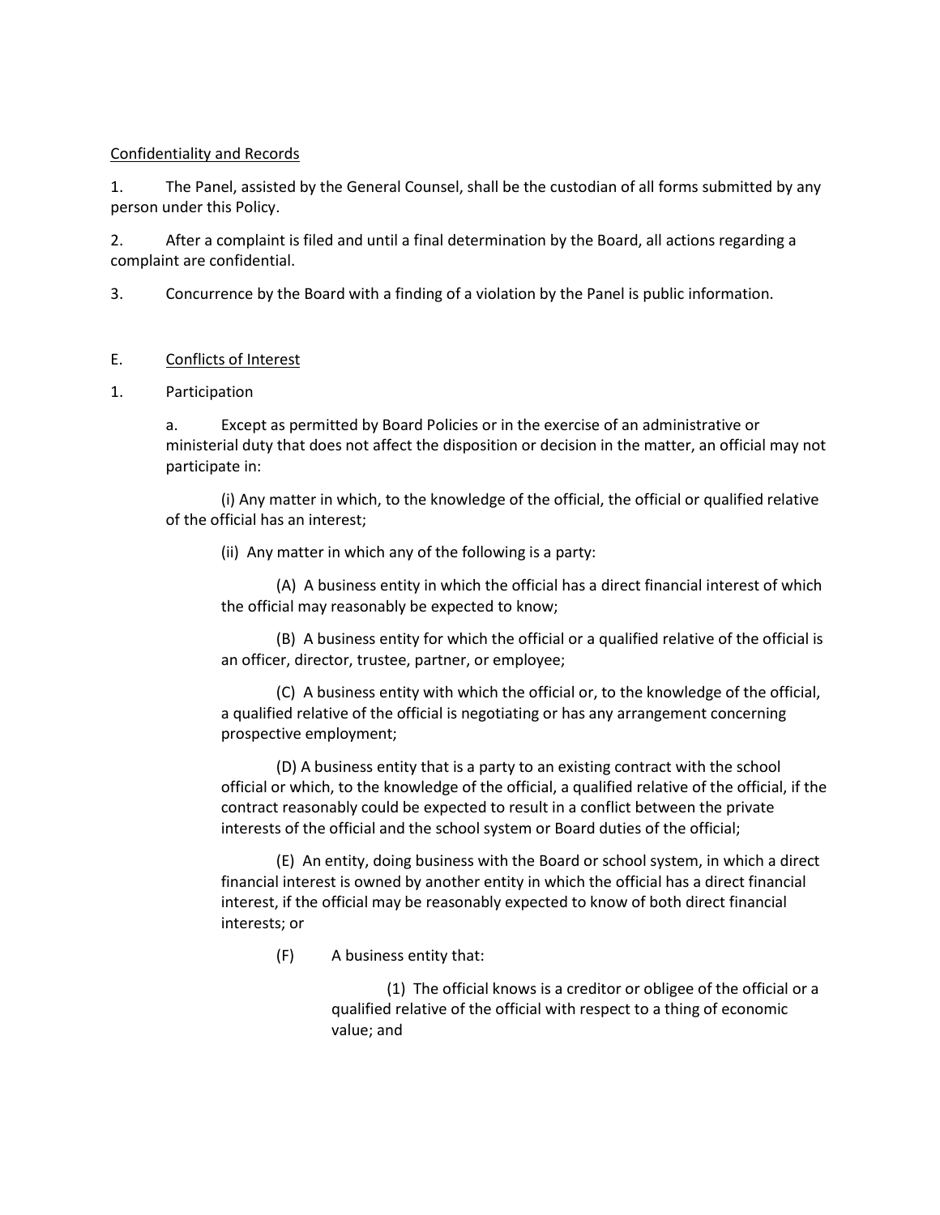Confidentiality and Records

1. The Panel, assisted by the General Counsel, shall be the custodian of all forms submitted by any person under this Policy.

2. After a complaint is filed and until a final determination by the Board, all actions regarding a complaint are confidential.

3. Concurrence by the Board with a finding of a violation by the Panel is public information.

E. Conflicts of Interest

1. Participation

a. Except as permitted by Board Policies or in the exercise of an administrative or ministerial duty that does not affect the disposition or decision in the matter, an official may not participate in:

(i) Any matter in which, to the knowledge of the official, the official or qualified relative of the official has an interest;

(ii) Any matter in which any of the following is a party:

(A) A business entity in which the official has a direct financial interest of which the official may reasonably be expected to know;

(B) A business entity for which the official or a qualified relative of the official is an officer, director, trustee, partner, or employee;

(C) A business entity with which the official or, to the knowledge of the official, a qualified relative of the official is negotiating or has any arrangement concerning prospective employment;

(D) A business entity that is a party to an existing contract with the school official or which, to the knowledge of the official, a qualified relative of the official, if the contract reasonably could be expected to result in a conflict between the private interests of the official and the school system or Board duties of the official;

(E) An entity, doing business with the Board or school system, in which a direct financial interest is owned by another entity in which the official has a direct financial interest, if the official may be reasonably expected to know of both direct financial interests; or

(F) A business entity that:

(1) The official knows is a creditor or obligee of the official or a qualified relative of the official with respect to a thing of economic value; and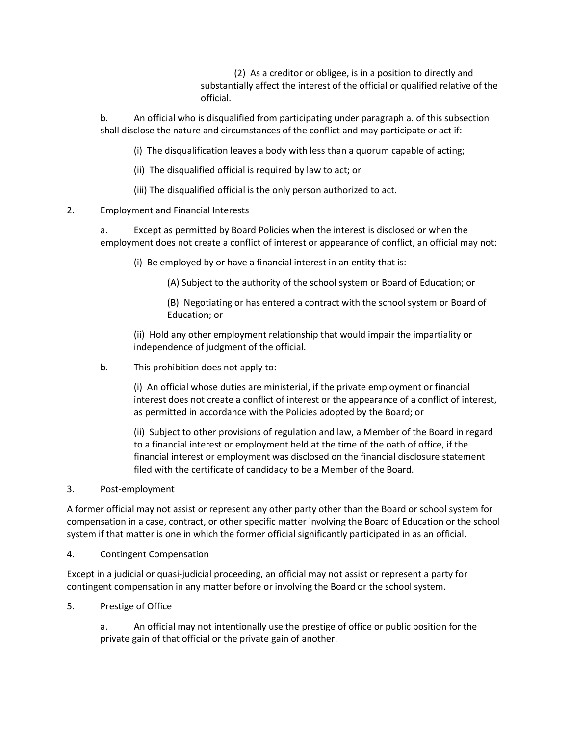(2) As a creditor or obligee, is in a position to directly and substantially affect the interest of the official or qualified relative of the official.

b. An official who is disqualified from participating under paragraph a. of this subsection shall disclose the nature and circumstances of the conflict and may participate or act if:

(i) The disqualification leaves a body with less than a quorum capable of acting;

(ii) The disqualified official is required by law to act; or

(iii) The disqualified official is the only person authorized to act.

2. Employment and Financial Interests

a. Except as permitted by Board Policies when the interest is disclosed or when the employment does not create a conflict of interest or appearance of conflict, an official may not:

(i) Be employed by or have a financial interest in an entity that is:

(A) Subject to the authority of the school system or Board of Education; or

(B) Negotiating or has entered a contract with the school system or Board of Education; or

(ii) Hold any other employment relationship that would impair the impartiality or independence of judgment of the official.

b. This prohibition does not apply to:

(i) An official whose duties are ministerial, if the private employment or financial interest does not create a conflict of interest or the appearance of a conflict of interest, as permitted in accordance with the Policies adopted by the Board; or

(ii) Subject to other provisions of regulation and law, a Member of the Board in regard to a financial interest or employment held at the time of the oath of office, if the financial interest or employment was disclosed on the financial disclosure statement filed with the certificate of candidacy to be a Member of the Board.

3. Post-employment

A former official may not assist or represent any other party other than the Board or school system for compensation in a case, contract, or other specific matter involving the Board of Education or the school system if that matter is one in which the former official significantly participated in as an official.

4. Contingent Compensation

Except in a judicial or quasi-judicial proceeding, an official may not assist or represent a party for contingent compensation in any matter before or involving the Board or the school system.

5. Prestige of Office

a. An official may not intentionally use the prestige of office or public position for the private gain of that official or the private gain of another.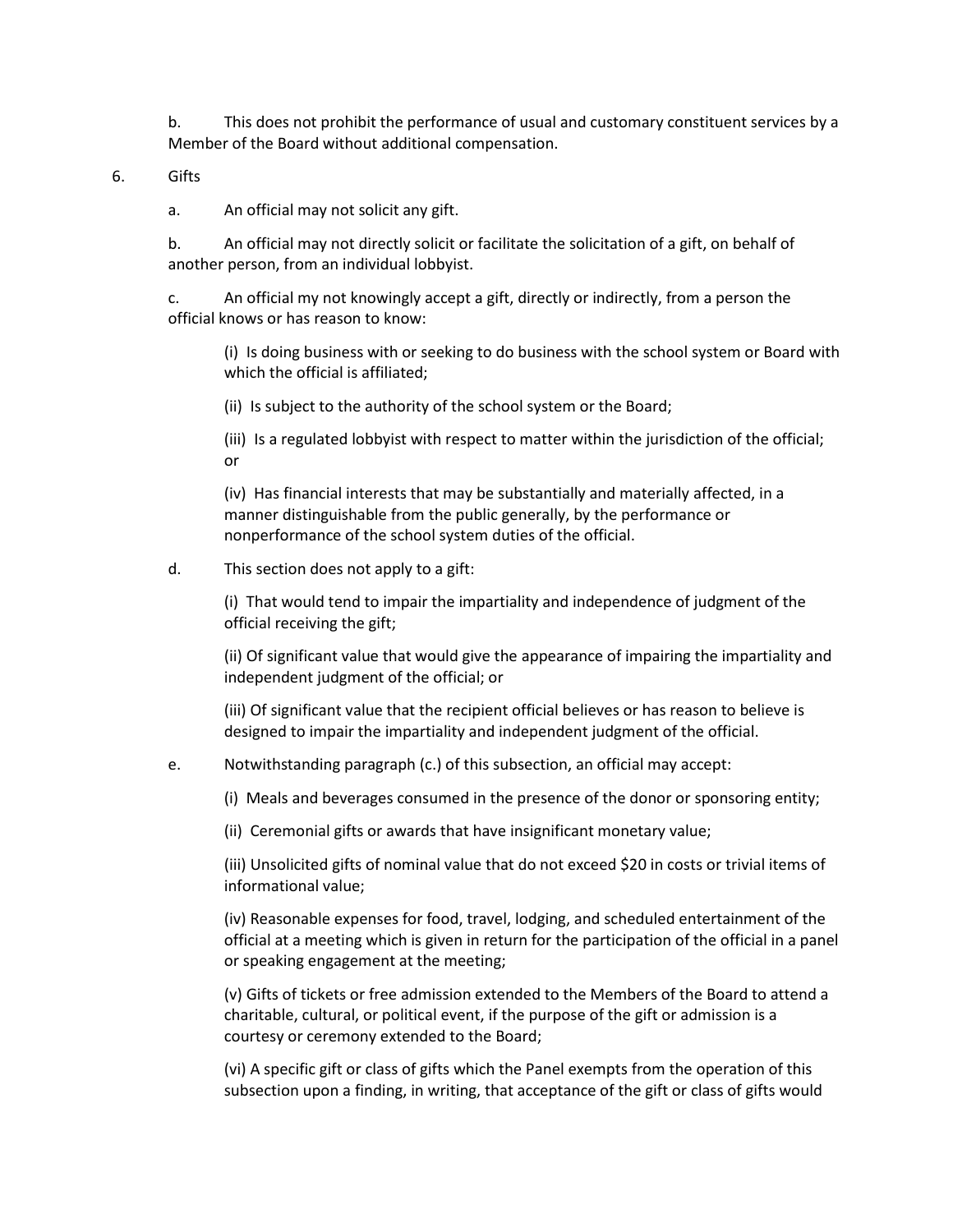b. This does not prohibit the performance of usual and customary constituent services by a Member of the Board without additional compensation.

6. Gifts

a. An official may not solicit any gift.

b. An official may not directly solicit or facilitate the solicitation of a gift, on behalf of another person, from an individual lobbyist.

c. An official my not knowingly accept a gift, directly or indirectly, from a person the official knows or has reason to know:

(i) Is doing business with or seeking to do business with the school system or Board with which the official is affiliated;

(ii) Is subject to the authority of the school system or the Board;

(iii) Is a regulated lobbyist with respect to matter within the jurisdiction of the official; or

(iv) Has financial interests that may be substantially and materially affected, in a manner distinguishable from the public generally, by the performance or nonperformance of the school system duties of the official.

d. This section does not apply to a gift:

(i) That would tend to impair the impartiality and independence of judgment of the official receiving the gift;

(ii) Of significant value that would give the appearance of impairing the impartiality and independent judgment of the official; or

(iii) Of significant value that the recipient official believes or has reason to believe is designed to impair the impartiality and independent judgment of the official.

e. Notwithstanding paragraph (c.) of this subsection, an official may accept:

(i) Meals and beverages consumed in the presence of the donor or sponsoring entity;

(ii) Ceremonial gifts or awards that have insignificant monetary value;

(iii) Unsolicited gifts of nominal value that do not exceed $20 in costs or trivial items of informational value;

(iv) Reasonable expenses for food, travel, lodging, and scheduled entertainment of the official at a meeting which is given in return for the participation of the official in a panel or speaking engagement at the meeting;

(v) Gifts of tickets or free admission extended to the Members of the Board to attend a charitable, cultural, or political event, if the purpose of the gift or admission is a courtesy or ceremony extended to the Board;

(vi) A specific gift or class of gifts which the Panel exempts from the operation of this subsection upon a finding, in writing, that acceptance of the gift or class of gifts would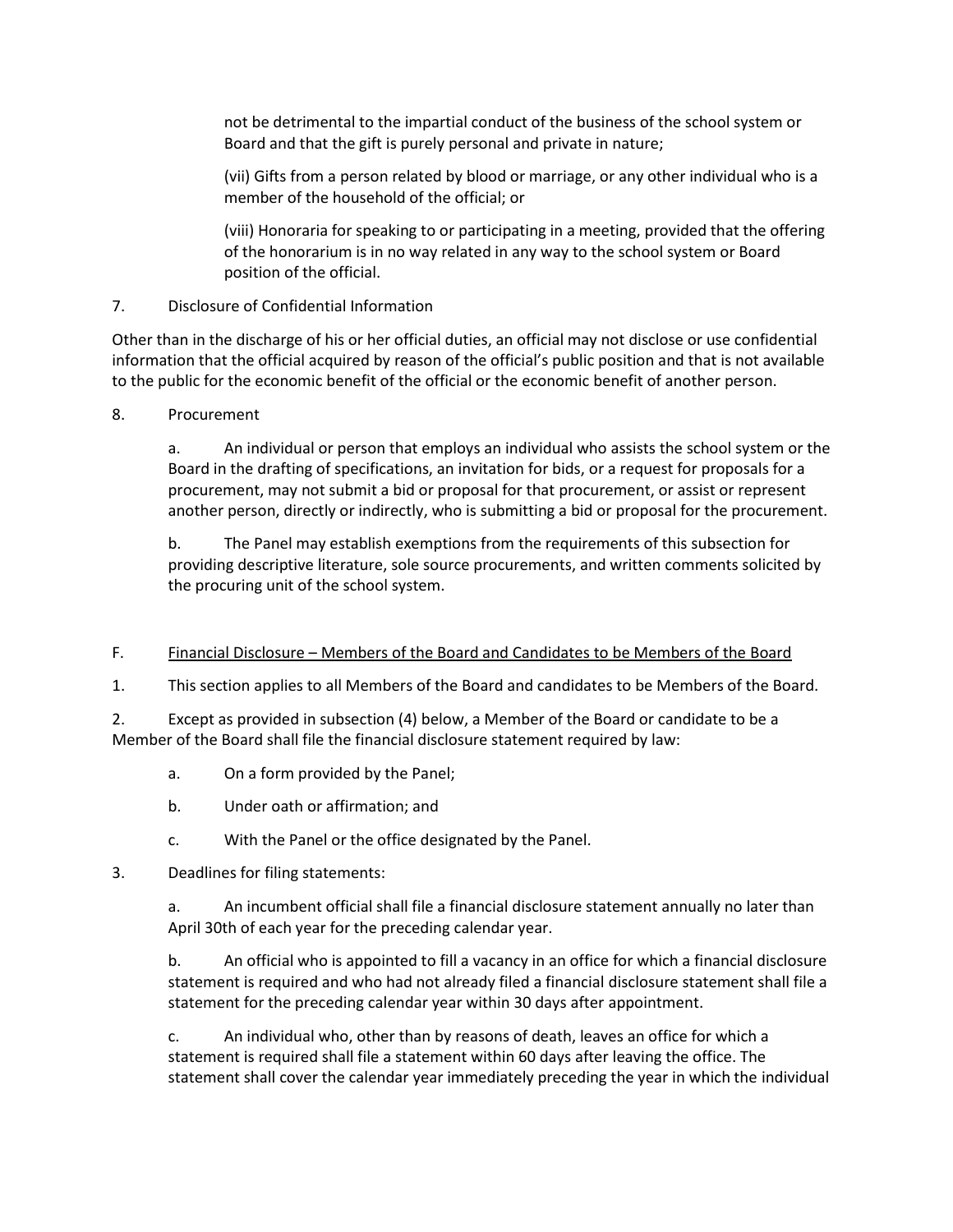not be detrimental to the impartial conduct of the business of the school system or Board and that the gift is purely personal and private in nature;

(vii) Gifts from a person related by blood or marriage, or any other individual who is a member of the household of the official; or

(viii) Honoraria for speaking to or participating in a meeting, provided that the offering of the honorarium is in no way related in any way to the school system or Board position of the official.

7. Disclosure of Confidential Information

Other than in the discharge of his or her official duties, an official may not disclose or use confidential information that the official acquired by reason of the official's public position and that is not available to the public for the economic benefit of the official or the economic benefit of another person.

8. Procurement

a. An individual or person that employs an individual who assists the school system or the Board in the drafting of specifications, an invitation for bids, or a request for proposals for a procurement, may not submit a bid or proposal for that procurement, or assist or represent another person, directly or indirectly, who is submitting a bid or proposal for the procurement.

b. The Panel may establish exemptions from the requirements of this subsection for providing descriptive literature, sole source procurements, and written comments solicited by the procuring unit of the school system.

F. Financial Disclosure – Members of the Board and Candidates to be Members of the Board

1. This section applies to all Members of the Board and candidates to be Members of the Board.

2. Except as provided in subsection (4) below, a Member of the Board or candidate to be a Member of the Board shall file the financial disclosure statement required by law:

a. On a form provided by the Panel;

b. Under oath or affirmation; and

c. With the Panel or the office designated by the Panel.

3. Deadlines for filing statements:

a. An incumbent official shall file a financial disclosure statement annually no later than April 30th of each year for the preceding calendar year.

b. An official who is appointed to fill a vacancy in an office for which a financial disclosure statement is required and who had not already filed a financial disclosure statement shall file a statement for the preceding calendar year within 30 days after appointment.

c. An individual who, other than by reasons of death, leaves an office for which a statement is required shall file a statement within 60 days after leaving the office. The statement shall cover the calendar year immediately preceding the year in which the individual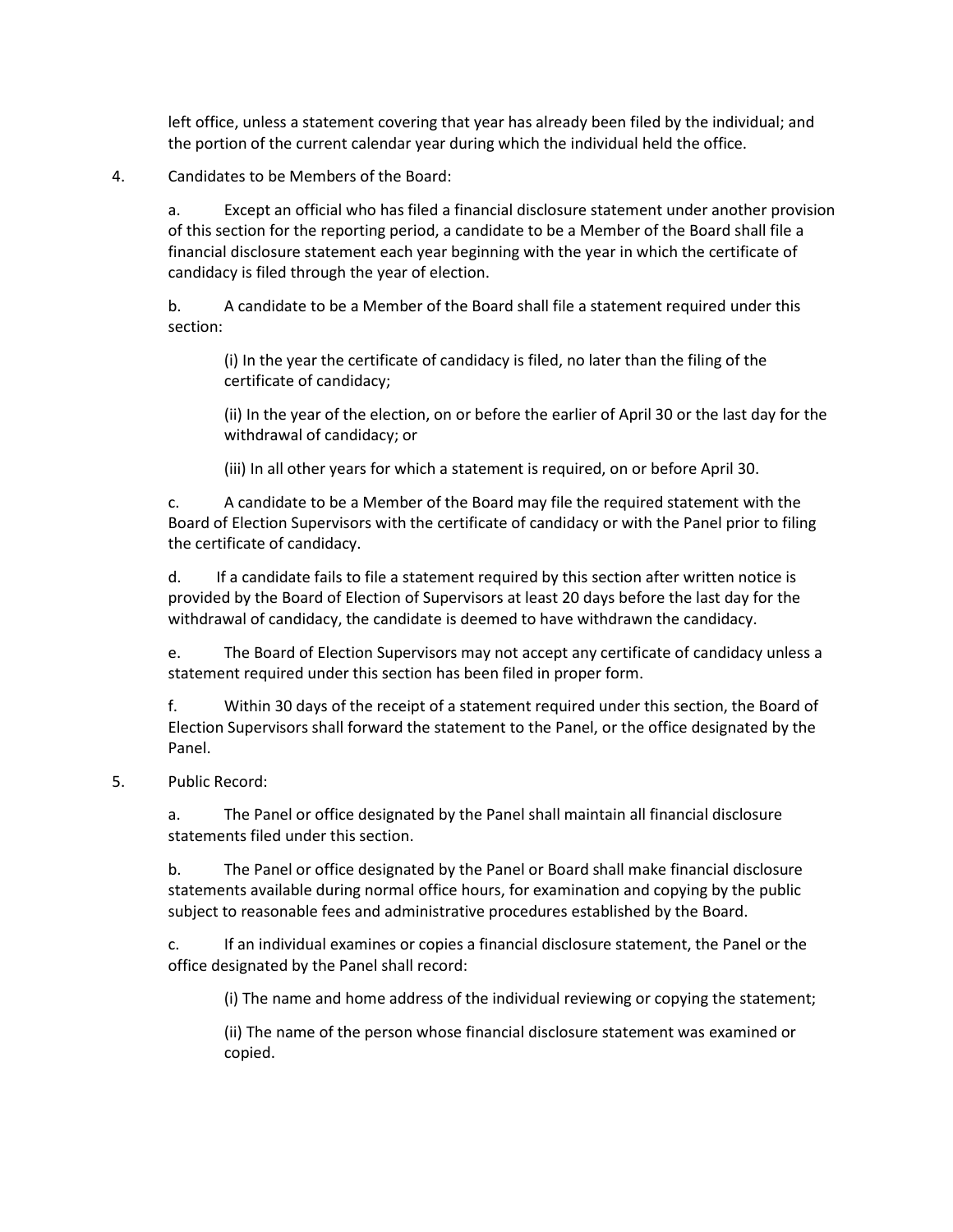left office, unless a statement covering that year has already been filed by the individual; and the portion of the current calendar year during which the individual held the office.

4. Candidates to be Members of the Board:

   a. Except an official who has filed a financial disclosure statement under another provision of this section for the reporting period, a candidate to be a Member of the Board shall file a financial disclosure statement each year beginning with the year in which the certificate of candidacy is filed through the year of election.

   b. A candidate to be a Member of the Board shall file a statement required under this section:

      (i) In the year the certificate of candidacy is filed, no later than the filing of the certificate of candidacy;

      (ii) In the year of the election, on or before the earlier of April 30 or the last day for the withdrawal of candidacy; or

      (iii) In all other years for which a statement is required, on or before April 30.

   c. A candidate to be a Member of the Board may file the required statement with the Board of Election Supervisors with the certificate of candidacy or with the Panel prior to filing the certificate of candidacy.

   d. If a candidate fails to file a statement required by this section after written notice is provided by the Board of Election of Supervisors at least 20 days before the last day for the withdrawal of candidacy, the candidate is deemed to have withdrawn the candidacy.

   e. The Board of Election Supervisors may not accept any certificate of candidacy unless a statement required under this section has been filed in proper form.

   f. Within 30 days of the receipt of a statement required under this section, the Board of Election Supervisors shall forward the statement to the Panel, or the office designated by the Panel.

5. Public Record:

   a. The Panel or office designated by the Panel shall maintain all financial disclosure statements filed under this section.

   b. The Panel or office designated by the Panel or Board shall make financial disclosure statements available during normal office hours, for examination and copying by the public subject to reasonable fees and administrative procedures established by the Board.

   c. If an individual examines or copies a financial disclosure statement, the Panel or the office designated by the Panel shall record:

      (i) The name and home address of the individual reviewing or copying the statement;

      (ii) The name of the person whose financial disclosure statement was examined or copied.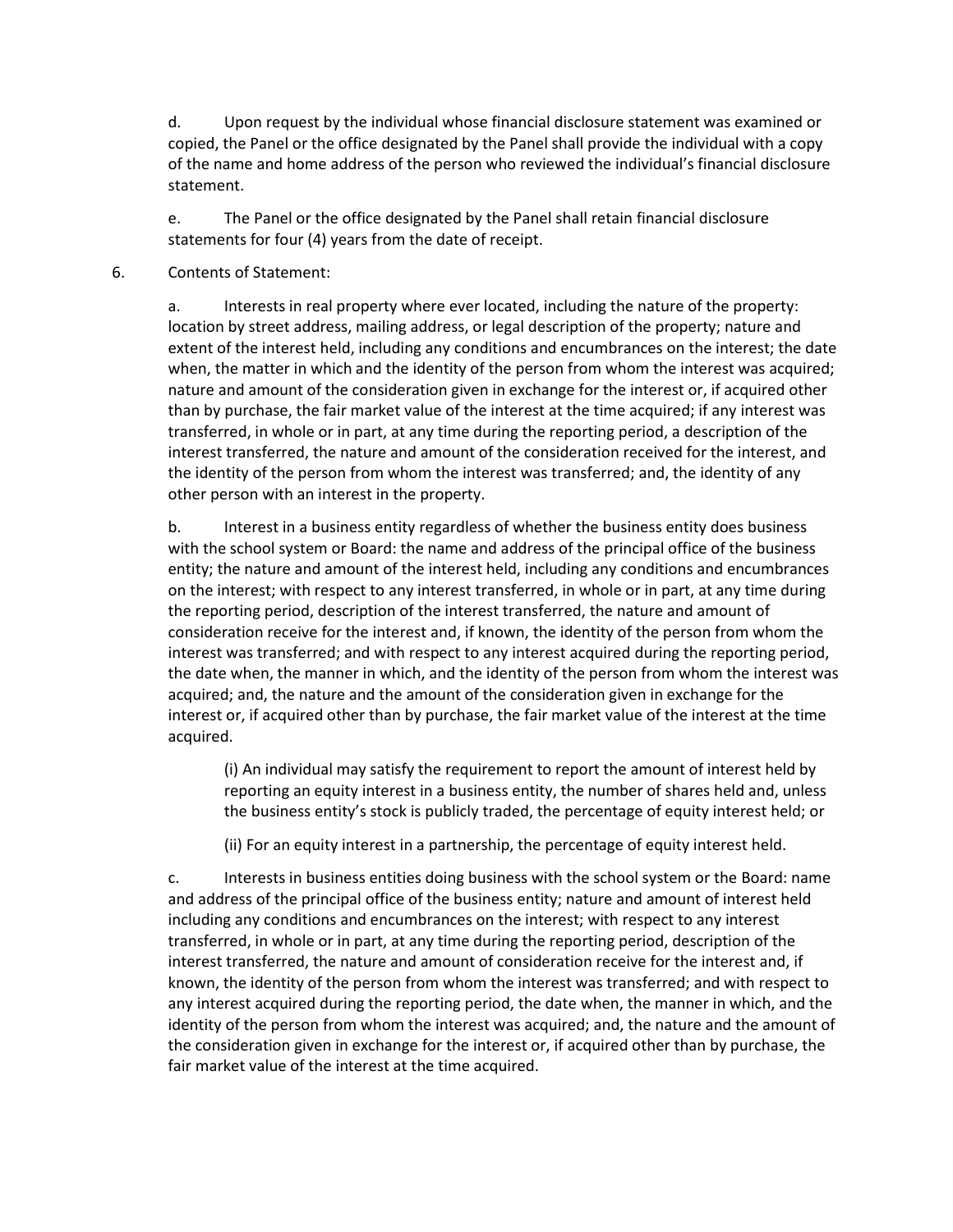d. Upon request by the individual whose financial disclosure statement was examined or copied, the Panel or the office designated by the Panel shall provide the individual with a copy of the name and home address of the person who reviewed the individual's financial disclosure statement.

e. The Panel or the office designated by the Panel shall retain financial disclosure statements for four (4) years from the date of receipt.

6. Contents of Statement:

a. Interests in real property where ever located, including the nature of the property: location by street address, mailing address, or legal description of the property; nature and extent of the interest held, including any conditions and encumbrances on the interest; the date when, the matter in which and the identity of the person from whom the interest was acquired; nature and amount of the consideration given in exchange for the interest or, if acquired other than by purchase, the fair market value of the interest at the time acquired; if any interest was transferred, in whole or in part, at any time during the reporting period, a description of the interest transferred, the nature and amount of the consideration received for the interest, and the identity of the person from whom the interest was transferred; and, the identity of any other person with an interest in the property.

b. Interest in a business entity regardless of whether the business entity does business with the school system or Board: the name and address of the principal office of the business entity; the nature and amount of the interest held, including any conditions and encumbrances on the interest; with respect to any interest transferred, in whole or in part, at any time during the reporting period, description of the interest transferred, the nature and amount of consideration receive for the interest and, if known, the identity of the person from whom the interest was transferred; and with respect to any interest acquired during the reporting period, the date when, the manner in which, and the identity of the person from whom the interest was acquired; and, the nature and the amount of the consideration given in exchange for the interest or, if acquired other than by purchase, the fair market value of the interest at the time acquired.

(i) An individual may satisfy the requirement to report the amount of interest held by reporting an equity interest in a business entity, the number of shares held and, unless the business entity's stock is publicly traded, the percentage of equity interest held; or

(ii) For an equity interest in a partnership, the percentage of equity interest held.

c. Interests in business entities doing business with the school system or the Board: name and address of the principal office of the business entity; nature and amount of interest held including any conditions and encumbrances on the interest; with respect to any interest transferred, in whole or in part, at any time during the reporting period, description of the interest transferred, the nature and amount of consideration receive for the interest and, if known, the identity of the person from whom the interest was transferred; and with respect to any interest acquired during the reporting period, the date when, the manner in which, and the identity of the person from whom the interest was acquired; and, the nature and the amount of the consideration given in exchange for the interest or, if acquired other than by purchase, the fair market value of the interest at the time acquired.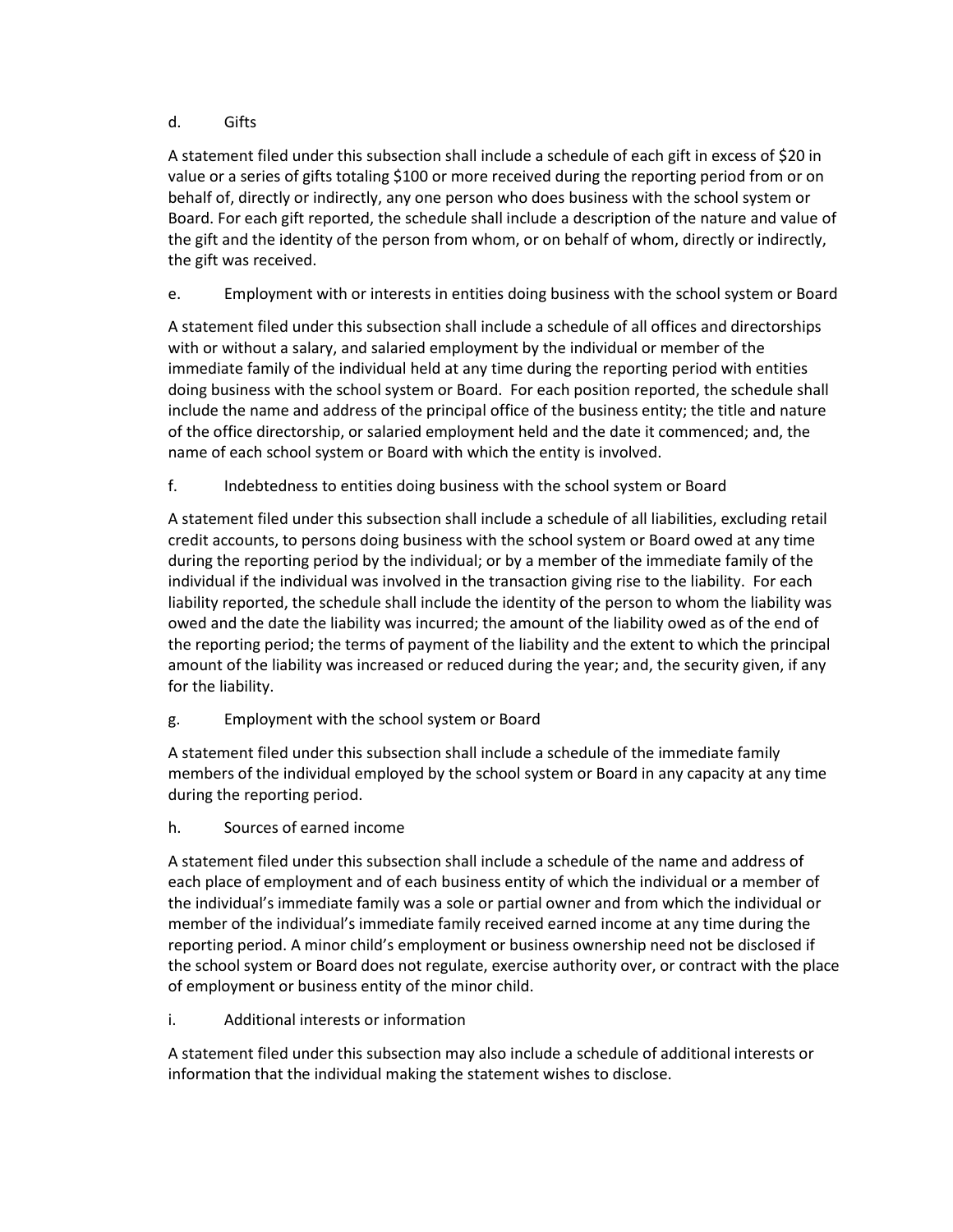d. Gifts

A statement filed under this subsection shall include a schedule of each gift in excess of $20 in value or a series of gifts totaling $100 or more received during the reporting period from or on behalf of, directly or indirectly, any one person who does business with the school system or Board. For each gift reported, the schedule shall include a description of the nature and value of the gift and the identity of the person from whom, or on behalf of whom, directly or indirectly, the gift was received.

e. Employment with or interests in entities doing business with the school system or Board

A statement filed under this subsection shall include a schedule of all offices and directorships with or without a salary, and salaried employment by the individual or member of the immediate family of the individual held at any time during the reporting period with entities doing business with the school system or Board. For each position reported, the schedule shall include the name and address of the principal office of the business entity; the title and nature of the office directorship, or salaried employment held and the date it commenced; and, the name of each school system or Board with which the entity is involved.

f. Indebtedness to entities doing business with the school system or Board

A statement filed under this subsection shall include a schedule of all liabilities, excluding retail credit accounts, to persons doing business with the school system or Board owed at any time during the reporting period by the individual; or by a member of the immediate family of the individual if the individual was involved in the transaction giving rise to the liability. For each liability reported, the schedule shall include the identity of the person to whom the liability was owed and the date the liability was incurred; the amount of the liability owed as of the end of the reporting period; the terms of payment of the liability and the extent to which the principal amount of the liability was increased or reduced during the year; and, the security given, if any for the liability.

g. Employment with the school system or Board

A statement filed under this subsection shall include a schedule of the immediate family members of the individual employed by the school system or Board in any capacity at any time during the reporting period.

h. Sources of earned income

A statement filed under this subsection shall include a schedule of the name and address of each place of employment and of each business entity of which the individual or a member of the individual's immediate family was a sole or partial owner and from which the individual or member of the individual's immediate family received earned income at any time during the reporting period. A minor child's employment or business ownership need not be disclosed if the school system or Board does not regulate, exercise authority over, or contract with the place of employment or business entity of the minor child.

i. Additional interests or information

A statement filed under this subsection may also include a schedule of additional interests or information that the individual making the statement wishes to disclose.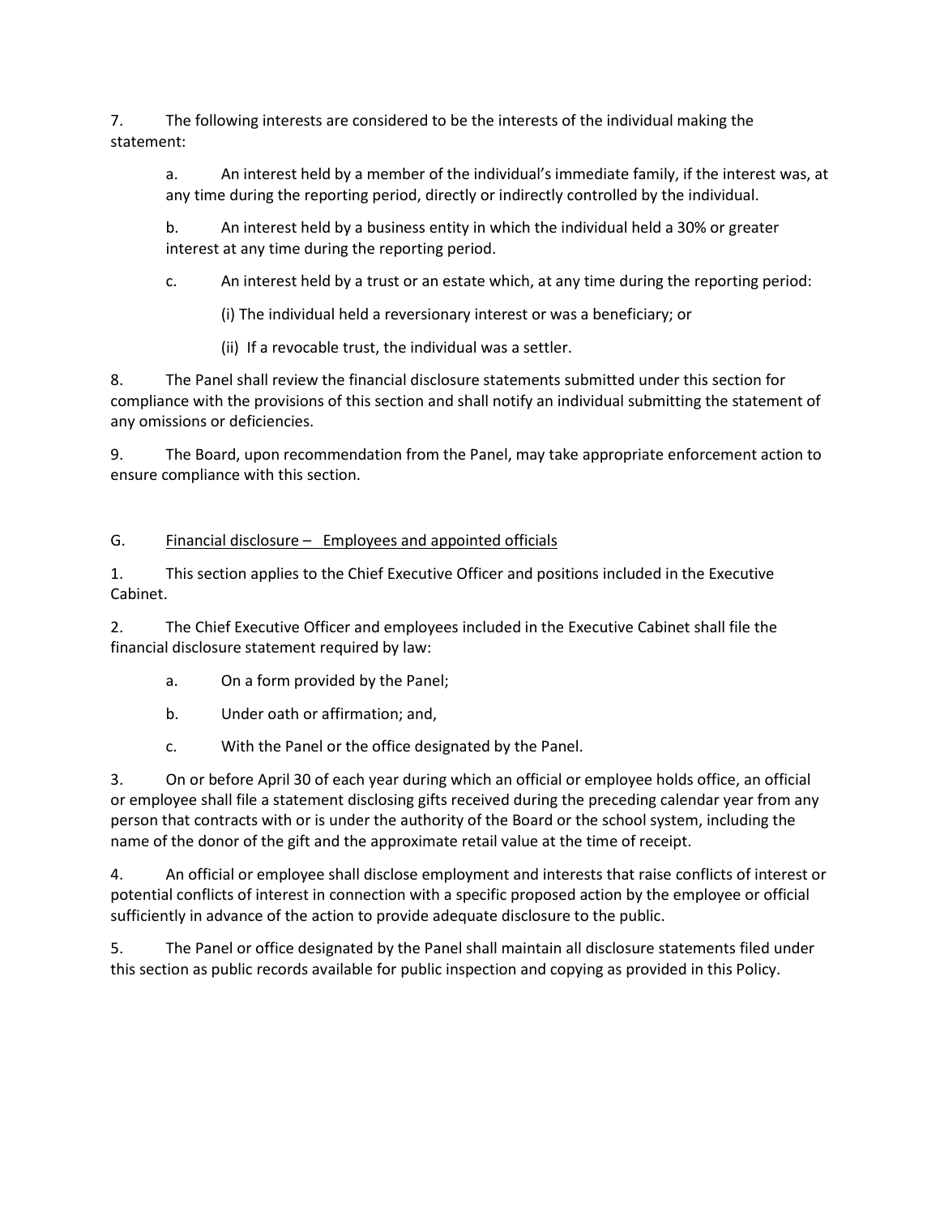7. The following interests are considered to be the interests of the individual making the statement:

   a. An interest held by a member of the individual's immediate family, if the interest was, at any time during the reporting period, directly or indirectly controlled by the individual.

   b. An interest held by a business entity in which the individual held a 30% or greater interest at any time during the reporting period.

   c. An interest held by a trust or an estate which, at any time during the reporting period:

      (i) The individual held a reversionary interest or was a beneficiary; or

      (ii) If a revocable trust, the individual was a settler.

8. The Panel shall review the financial disclosure statements submitted under this section for compliance with the provisions of this section and shall notify an individual submitting the statement of any omissions or deficiencies.

9. The Board, upon recommendation from the Panel, may take appropriate enforcement action to ensure compliance with this section.

G. <u>Financial disclosure – Employees and appointed officials</u>

1. This section applies to the Chief Executive Officer and positions included in the Executive Cabinet.

2. The Chief Executive Officer and employees included in the Executive Cabinet shall file the financial disclosure statement required by law:

   a. On a form provided by the Panel;

   b. Under oath or affirmation; and,

   c. With the Panel or the office designated by the Panel.

3. On or before April 30 of each year during which an official or employee holds office, an official or employee shall file a statement disclosing gifts received during the preceding calendar year from any person that contracts with or is under the authority of the Board or the school system, including the name of the donor of the gift and the approximate retail value at the time of receipt.

4. An official or employee shall disclose employment and interests that raise conflicts of interest or potential conflicts of interest in connection with a specific proposed action by the employee or official sufficiently in advance of the action to provide adequate disclosure to the public.

5. The Panel or office designated by the Panel shall maintain all disclosure statements filed under this section as public records available for public inspection and copying as provided in this Policy.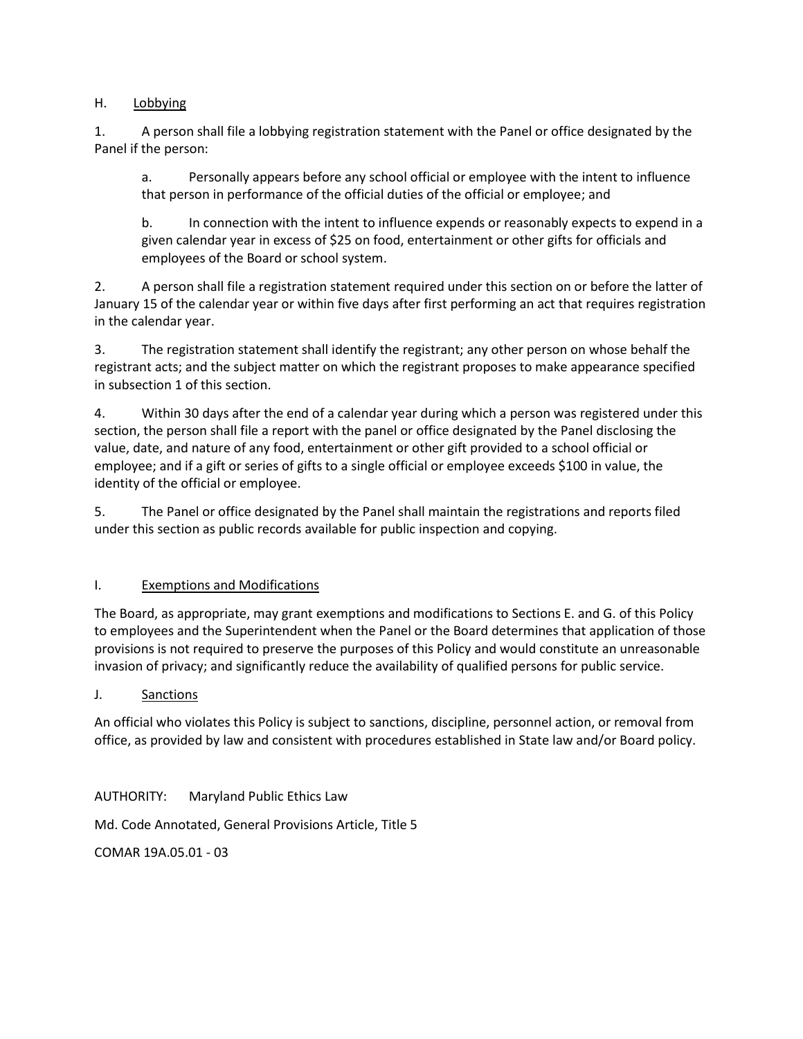## H. Lobbying

1. A person shall file a lobbying registration statement with the Panel or office designated by the Panel if the person:

   a. Personally appears before any school official or employee with the intent to influence that person in performance of the official duties of the official or employee; and

   b. In connection with the intent to influence expends or reasonably expects to expend in a given calendar year in excess of $25 on food, entertainment or other gifts for officials and employees of the Board or school system.

2. A person shall file a registration statement required under this section on or before the latter of January 15 of the calendar year or within five days after first performing an act that requires registration in the calendar year.

3. The registration statement shall identify the registrant; any other person on whose behalf the registrant acts; and the subject matter on which the registrant proposes to make appearance specified in subsection 1 of this section.

4. Within 30 days after the end of a calendar year during which a person was registered under this section, the person shall file a report with the panel or office designated by the Panel disclosing the value, date, and nature of any food, entertainment or other gift provided to a school official or employee; and if a gift or series of gifts to a single official or employee exceeds $100 in value, the identity of the official or employee.

5. The Panel or office designated by the Panel shall maintain the registrations and reports filed under this section as public records available for public inspection and copying.

## I. Exemptions and Modifications

The Board, as appropriate, may grant exemptions and modifications to Sections E. and G. of this Policy to employees and the Superintendent when the Panel or the Board determines that application of those provisions is not required to preserve the purposes of this Policy and would constitute an unreasonable invasion of privacy; and significantly reduce the availability of qualified persons for public service.

## J. Sanctions

An official who violates this Policy is subject to sanctions, discipline, personnel action, or removal from office, as provided by law and consistent with procedures established in State law and/or Board policy.

AUTHORITY: Maryland Public Ethics Law

Md. Code Annotated, General Provisions Article, Title 5

COMAR 19A.05.01 - 03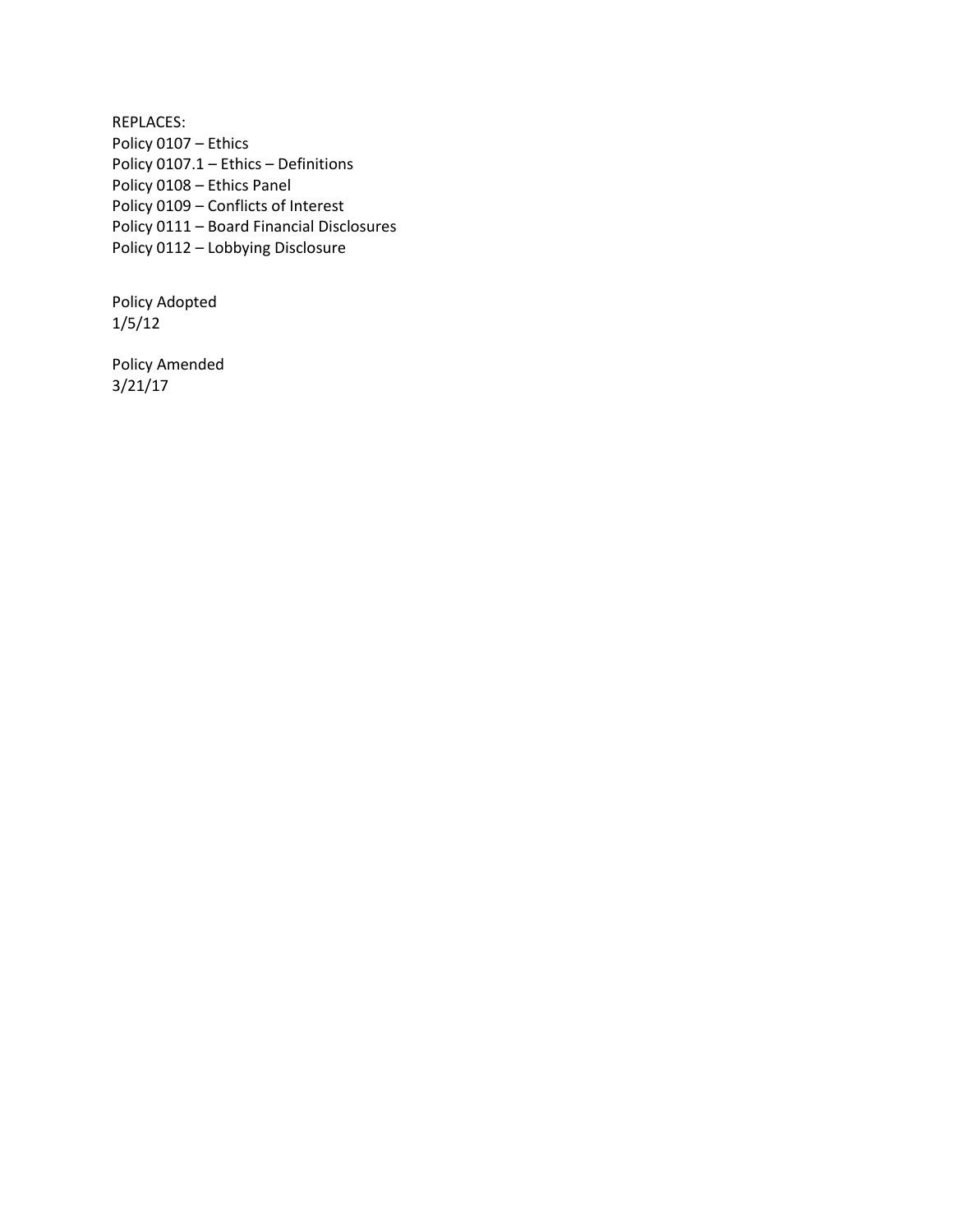REPLACES:
Policy 0107 – Ethics
Policy 0107.1 – Ethics – Definitions
Policy 0108 – Ethics Panel
Policy 0109 – Conflicts of Interest
Policy 0111 – Board Financial Disclosures
Policy 0112 – Lobbying Disclosure

Policy Adopted
1/5/12

Policy Amended
3/21/17